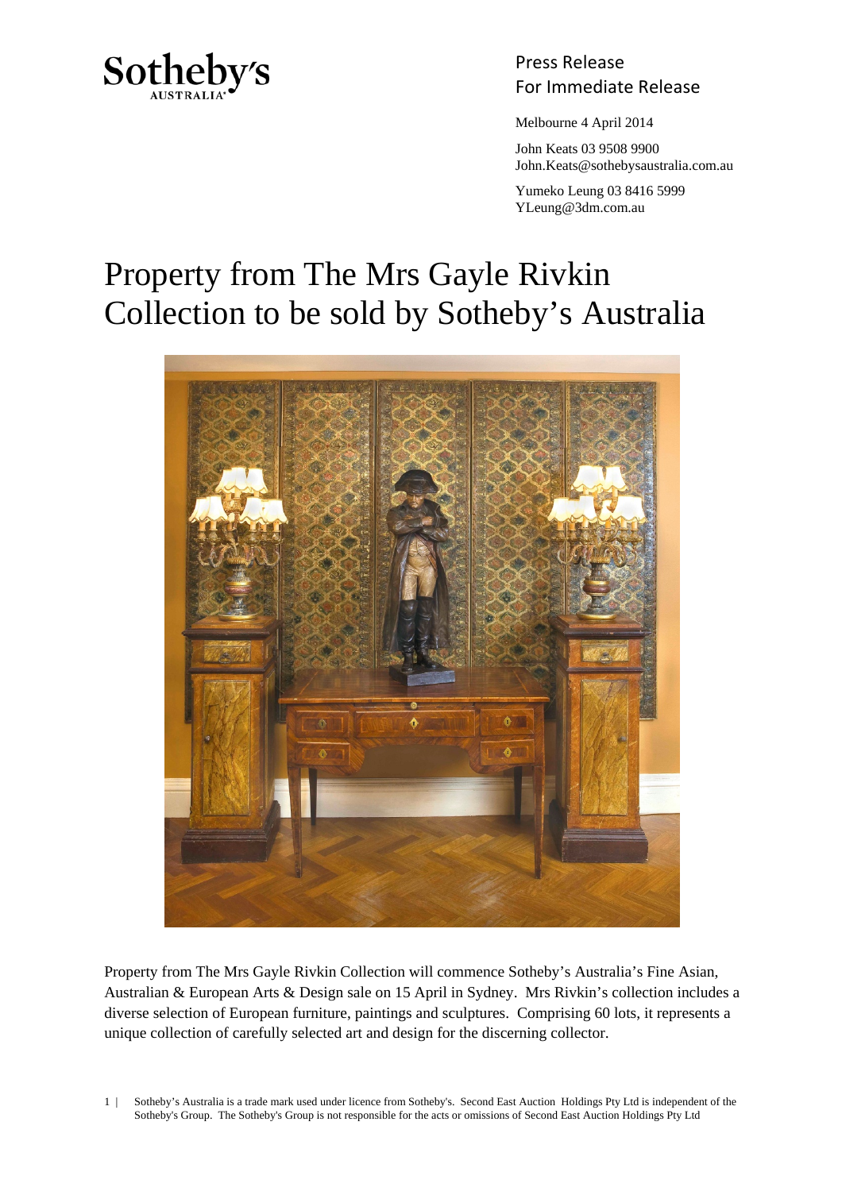Sotheby's AUSTRALIA

Press Release
For Immediate Release

Melbourne 4 April 2014

John Keats 03 9508 9900
John.Keats@sothebysaustralia.com.au

Yumeko Leung 03 8416 5999
YLeung@3dm.com.au

# Property from The Mrs Gayle Rivkin Collection to be sold by Sotheby's Australia

Property from The Mrs Gayle Rivkin Collection will commence Sotheby's Australia's Fine Asian, Australian & European Arts & Design sale on 15 April in Sydney. Mrs Rivkin's collection includes a diverse selection of European furniture, paintings and sculptures. Comprising 60 lots, it represents a unique collection of carefully selected art and design for the discerning collector.

Sotheby's Australia is a trade mark used under licence from Sotheby's. Second East Auction Holdings Pty Ltd is independent of the Sotheby's Group. The Sotheby's Group is not responsible for the acts or omissions of Second East Auction Holdings Pty Ltd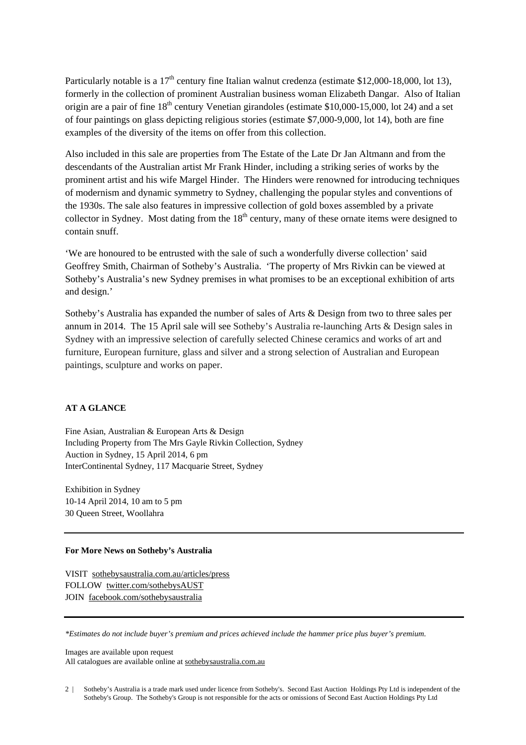Particularly notable is a 17th century fine Italian walnut credenza (estimate $12,000-18,000, lot 13), formerly in the collection of prominent Australian business woman Elizabeth Dangar. Also of Italian origin are a pair of fine 18th century Venetian girandoles (estimate $10,000-15,000, lot 24) and a set of four paintings on glass depicting religious stories (estimate $7,000-9,000, lot 14), both are fine examples of the diversity of the items on offer from this collection.

Also included in this sale are properties from The Estate of the Late Dr Jan Altmann and from the descendants of the Australian artist Mr Frank Hinder, including a striking series of works by the prominent artist and his wife Margel Hinder. The Hinders were renowned for introducing techniques of modernism and dynamic symmetry to Sydney, challenging the popular styles and conventions of the 1930s. The sale also features in impressive collection of gold boxes assembled by a private collector in Sydney. Most dating from the 18th century, many of these ornate items were designed to contain snuff.

'We are honoured to be entrusted with the sale of such a wonderfully diverse collection' said Geoffrey Smith, Chairman of Sotheby's Australia. 'The property of Mrs Rivkin can be viewed at Sotheby's Australia's new Sydney premises in what promises to be an exceptional exhibition of arts and design.'

Sotheby's Australia has expanded the number of sales of Arts & Design from two to three sales per annum in 2014. The 15 April sale will see Sotheby's Australia re-launching Arts & Design sales in Sydney with an impressive selection of carefully selected Chinese ceramics and works of art and furniture, European furniture, glass and silver and a strong selection of Australian and European paintings, sculpture and works on paper.

**AT A GLANCE**

Fine Asian, Australian & European Arts & Design
Including Property from The Mrs Gayle Rivkin Collection, Sydney
Auction in Sydney, 15 April 2014, 6 pm
InterContinental Sydney, 117 Macquarie Street, Sydney

Exhibition in Sydney
10-14 April 2014, 10 am to 5 pm
30 Queen Street, Woollahra

---

**For More News on Sotheby's Australia**

VISIT sothebysaustralia.com.au/articles/press
FOLLOW twitter.com/sothebysAUST
JOIN facebook.com/sothebysaustralia

---

*\*Estimates do not include buyer's premium and prices achieved include the hammer price plus buyer's premium.*

Images are available upon request
All catalogues are available online at sothebysaustralia.com.au

Sotheby's Australia is a trade mark used under licence from Sotheby's. Second East Auction Holdings Pty Ltd is independent of the Sotheby's Group. The Sotheby's Group is not responsible for the acts or omissions of Second East Auction Holdings Pty Ltd